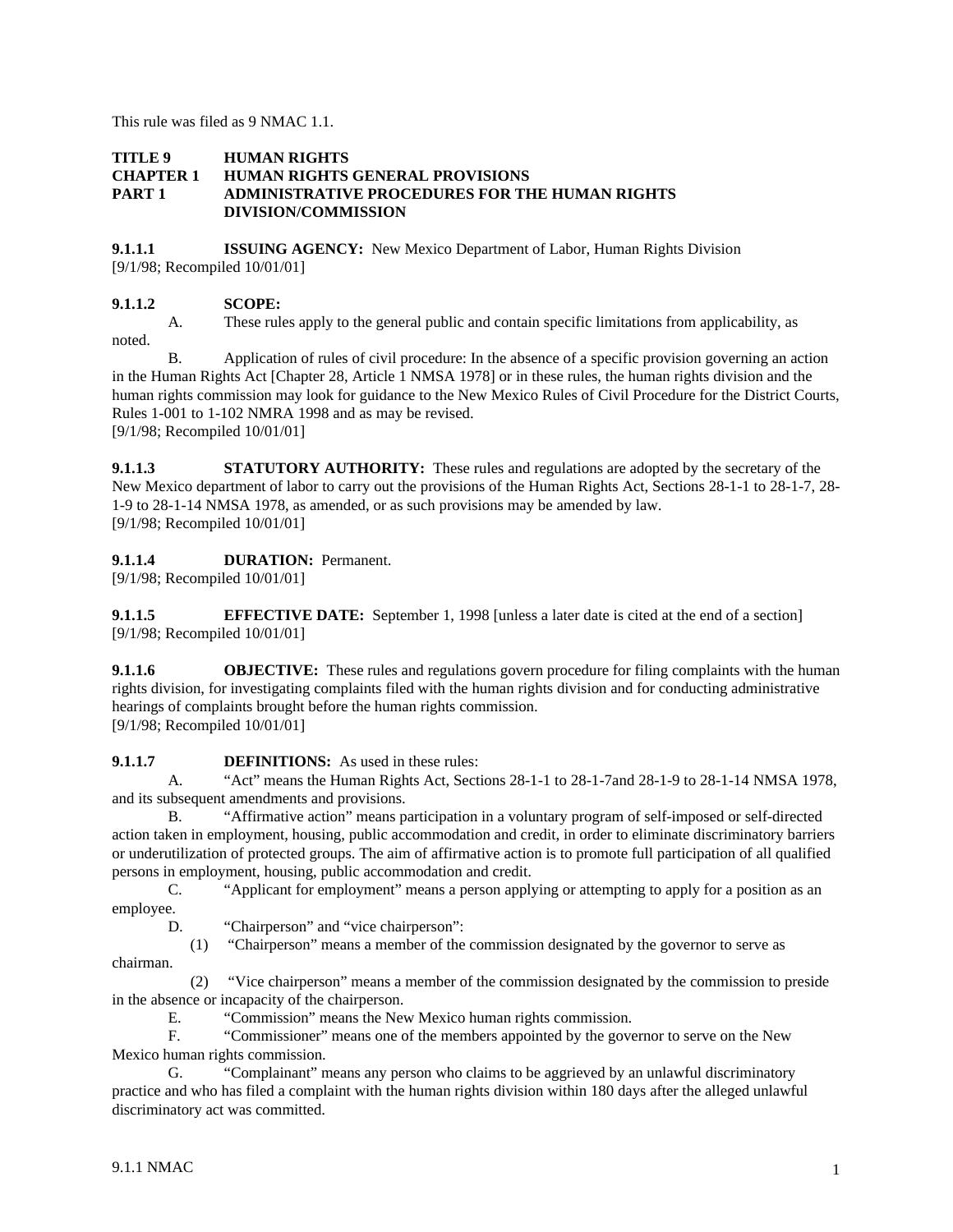This rule was filed as 9 NMAC 1.1.

**TITLE 9 HUMAN RIGHTS**
**CHAPTER 1 HUMAN RIGHTS GENERAL PROVISIONS**
**PART 1 ADMINISTRATIVE PROCEDURES FOR THE HUMAN RIGHTS DIVISION/COMMISSION**

**9.1.1.1 ISSUING AGENCY:** New Mexico Department of Labor, Human Rights Division
[9/1/98; Recompiled 10/01/01]

**9.1.1.2 SCOPE:**

A. These rules apply to the general public and contain specific limitations from applicability, as noted.

B. Application of rules of civil procedure: In the absence of a specific provision governing an action in the Human Rights Act [Chapter 28, Article 1 NMSA 1978] or in these rules, the human rights division and the human rights commission may look for guidance to the New Mexico Rules of Civil Procedure for the District Courts, Rules 1-001 to 1-102 NMRA 1998 and as may be revised.
[9/1/98; Recompiled 10/01/01]

**9.1.1.3 STATUTORY AUTHORITY:** These rules and regulations are adopted by the secretary of the New Mexico department of labor to carry out the provisions of the Human Rights Act, Sections 28-1-1 to 28-1-7, 28-1-9 to 28-1-14 NMSA 1978, as amended, or as such provisions may be amended by law.
[9/1/98; Recompiled 10/01/01]

**9.1.1.4 DURATION:** Permanent.
[9/1/98; Recompiled 10/01/01]

**9.1.1.5 EFFECTIVE DATE:** September 1, 1998 [unless a later date is cited at the end of a section]
[9/1/98; Recompiled 10/01/01]

**9.1.1.6 OBJECTIVE:** These rules and regulations govern procedure for filing complaints with the human rights division, for investigating complaints filed with the human rights division and for conducting administrative hearings of complaints brought before the human rights commission.
[9/1/98; Recompiled 10/01/01]

**9.1.1.7 DEFINITIONS:** As used in these rules:

A. "Act" means the Human Rights Act, Sections 28-1-1 to 28-1-7and 28-1-9 to 28-1-14 NMSA 1978, and its subsequent amendments and provisions.

B. "Affirmative action" means participation in a voluntary program of self-imposed or self-directed action taken in employment, housing, public accommodation and credit, in order to eliminate discriminatory barriers or underutilization of protected groups. The aim of affirmative action is to promote full participation of all qualified persons in employment, housing, public accommodation and credit.

C. "Applicant for employment" means a person applying or attempting to apply for a position as an employee.

D. "Chairperson" and "vice chairperson":

(1) "Chairperson" means a member of the commission designated by the governor to serve as chairman.

(2) "Vice chairperson" means a member of the commission designated by the commission to preside in the absence or incapacity of the chairperson.

E. "Commission" means the New Mexico human rights commission.

F. "Commissioner" means one of the members appointed by the governor to serve on the New Mexico human rights commission.

G. "Complainant" means any person who claims to be aggrieved by an unlawful discriminatory practice and who has filed a complaint with the human rights division within 180 days after the alleged unlawful discriminatory act was committed.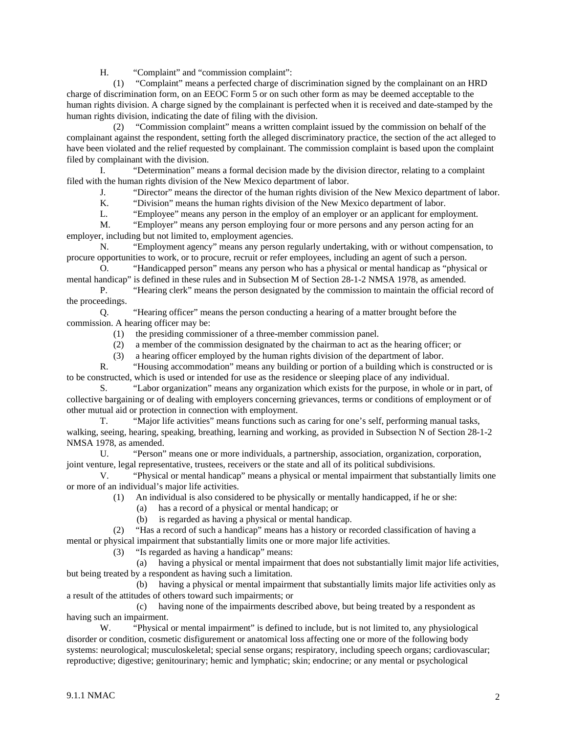H. “Complaint” and “commission complaint”:

(1) “Complaint” means a perfected charge of discrimination signed by the complainant on an HRD charge of discrimination form, on an EEOC Form 5 or on such other form as may be deemed acceptable to the human rights division. A charge signed by the complainant is perfected when it is received and date-stamped by the human rights division, indicating the date of filing with the division.

(2) “Commission complaint” means a written complaint issued by the commission on behalf of the complainant against the respondent, setting forth the alleged discriminatory practice, the section of the act alleged to have been violated and the relief requested by complainant. The commission complaint is based upon the complaint filed by complainant with the division.

I. “Determination” means a formal decision made by the division director, relating to a complaint filed with the human rights division of the New Mexico department of labor.

J. “Director” means the director of the human rights division of the New Mexico department of labor.

K. “Division” means the human rights division of the New Mexico department of labor.

L. “Employee” means any person in the employ of an employer or an applicant for employment.

M. “Employer” means any person employing four or more persons and any person acting for an employer, including but not limited to, employment agencies.

N. “Employment agency” means any person regularly undertaking, with or without compensation, to procure opportunities to work, or to procure, recruit or refer employees, including an agent of such a person.

O. “Handicapped person” means any person who has a physical or mental handicap as “physical or mental handicap” is defined in these rules and in Subsection M of Section 28-1-2 NMSA 1978, as amended.

P. “Hearing clerk” means the person designated by the commission to maintain the official record of the proceedings.

Q. “Hearing officer” means the person conducting a hearing of a matter brought before the commission. A hearing officer may be:

(1) the presiding commissioner of a three-member commission panel.

(2) a member of the commission designated by the chairman to act as the hearing officer; or

(3) a hearing officer employed by the human rights division of the department of labor.

R. “Housing accommodation” means any building or portion of a building which is constructed or is to be constructed, which is used or intended for use as the residence or sleeping place of any individual.

S. “Labor organization” means any organization which exists for the purpose, in whole or in part, of collective bargaining or of dealing with employers concerning grievances, terms or conditions of employment or of other mutual aid or protection in connection with employment.

T. “Major life activities” means functions such as caring for one’s self, performing manual tasks, walking, seeing, hearing, speaking, breathing, learning and working, as provided in Subsection N of Section 28-1-2 NMSA 1978, as amended.

U. “Person” means one or more individuals, a partnership, association, organization, corporation, joint venture, legal representative, trustees, receivers or the state and all of its political subdivisions.

V. “Physical or mental handicap” means a physical or mental impairment that substantially limits one or more of an individual’s major life activities.

(1) An individual is also considered to be physically or mentally handicapped, if he or she:

(a) has a record of a physical or mental handicap; or

(b) is regarded as having a physical or mental handicap.

(2) “Has a record of such a handicap” means has a history or recorded classification of having a mental or physical impairment that substantially limits one or more major life activities.

(3) “Is regarded as having a handicap” means:

(a) having a physical or mental impairment that does not substantially limit major life activities, but being treated by a respondent as having such a limitation.

(b) having a physical or mental impairment that substantially limits major life activities only as a result of the attitudes of others toward such impairments; or

(c) having none of the impairments described above, but being treated by a respondent as having such an impairment.

W. “Physical or mental impairment” is defined to include, but is not limited to, any physiological disorder or condition, cosmetic disfigurement or anatomical loss affecting one or more of the following body systems: neurological; musculoskeletal; special sense organs; respiratory, including speech organs; cardiovascular; reproductive; digestive; genitourinary; hemic and lymphatic; skin; endocrine; or any mental or psychological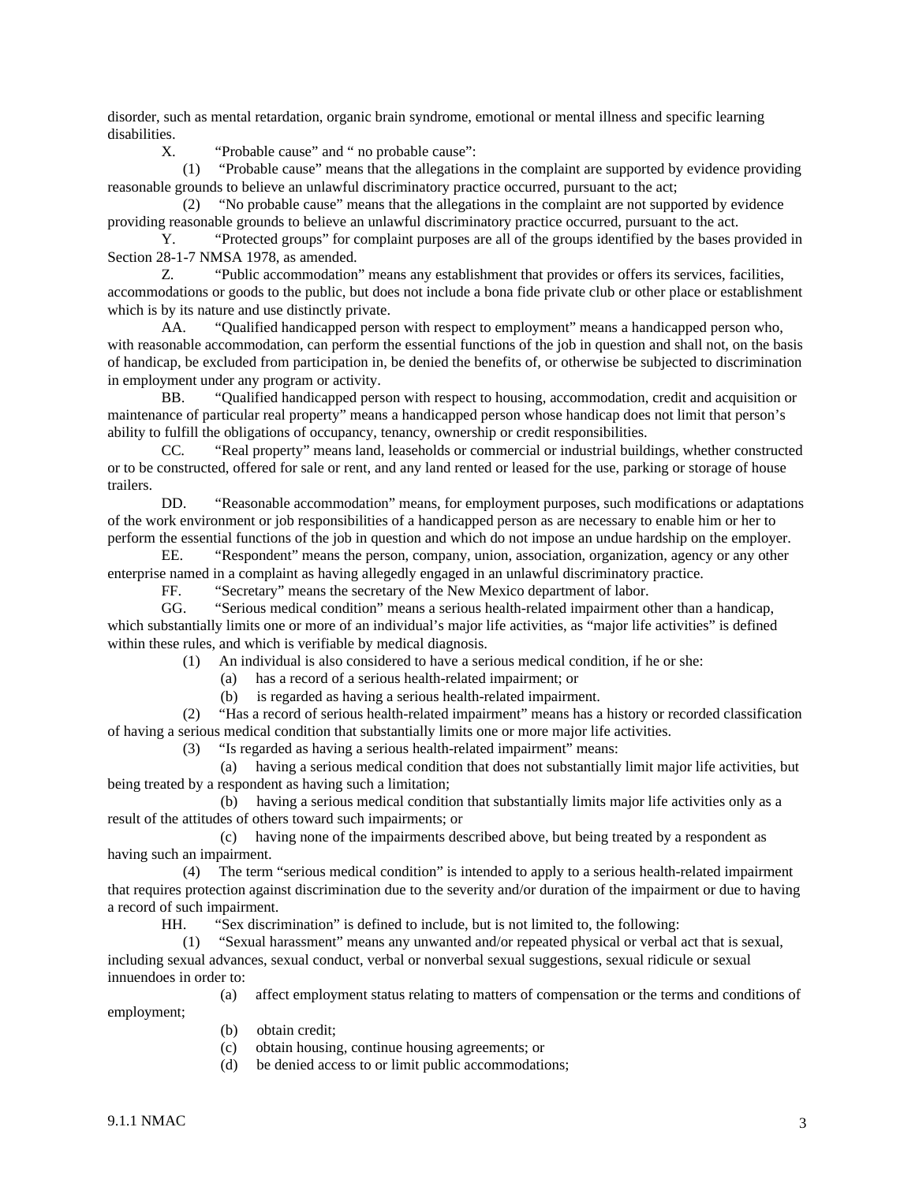disorder, such as mental retardation, organic brain syndrome, emotional or mental illness and specific learning disabilities.

X. "Probable cause" and " no probable cause":

(1) "Probable cause" means that the allegations in the complaint are supported by evidence providing reasonable grounds to believe an unlawful discriminatory practice occurred, pursuant to the act;

(2) "No probable cause" means that the allegations in the complaint are not supported by evidence providing reasonable grounds to believe an unlawful discriminatory practice occurred, pursuant to the act.

Y. "Protected groups" for complaint purposes are all of the groups identified by the bases provided in Section 28-1-7 NMSA 1978, as amended.

Z. "Public accommodation" means any establishment that provides or offers its services, facilities, accommodations or goods to the public, but does not include a bona fide private club or other place or establishment which is by its nature and use distinctly private.

AA. "Qualified handicapped person with respect to employment" means a handicapped person who, with reasonable accommodation, can perform the essential functions of the job in question and shall not, on the basis of handicap, be excluded from participation in, be denied the benefits of, or otherwise be subjected to discrimination in employment under any program or activity.

BB. "Qualified handicapped person with respect to housing, accommodation, credit and acquisition or maintenance of particular real property" means a handicapped person whose handicap does not limit that person's ability to fulfill the obligations of occupancy, tenancy, ownership or credit responsibilities.

CC. "Real property" means land, leaseholds or commercial or industrial buildings, whether constructed or to be constructed, offered for sale or rent, and any land rented or leased for the use, parking or storage of house trailers.

DD. "Reasonable accommodation" means, for employment purposes, such modifications or adaptations of the work environment or job responsibilities of a handicapped person as are necessary to enable him or her to perform the essential functions of the job in question and which do not impose an undue hardship on the employer.

EE. "Respondent" means the person, company, union, association, organization, agency or any other enterprise named in a complaint as having allegedly engaged in an unlawful discriminatory practice.

FF. "Secretary" means the secretary of the New Mexico department of labor.

GG. "Serious medical condition" means a serious health-related impairment other than a handicap, which substantially limits one or more of an individual's major life activities, as "major life activities" is defined within these rules, and which is verifiable by medical diagnosis.

(1) An individual is also considered to have a serious medical condition, if he or she:

(a) has a record of a serious health-related impairment; or

(b) is regarded as having a serious health-related impairment.

(2) "Has a record of serious health-related impairment" means has a history or recorded classification of having a serious medical condition that substantially limits one or more major life activities.

(3) "Is regarded as having a serious health-related impairment" means:

(a) having a serious medical condition that does not substantially limit major life activities, but being treated by a respondent as having such a limitation;

(b) having a serious medical condition that substantially limits major life activities only as a result of the attitudes of others toward such impairments; or

(c) having none of the impairments described above, but being treated by a respondent as having such an impairment.

(4) The term "serious medical condition" is intended to apply to a serious health-related impairment that requires protection against discrimination due to the severity and/or duration of the impairment or due to having a record of such impairment.

HH. "Sex discrimination" is defined to include, but is not limited to, the following:

(1) "Sexual harassment" means any unwanted and/or repeated physical or verbal act that is sexual, including sexual advances, sexual conduct, verbal or nonverbal sexual suggestions, sexual ridicule or sexual innuendoes in order to:

(a) affect employment status relating to matters of compensation or the terms and conditions of employment;

(b) obtain credit;

(c) obtain housing, continue housing agreements; or

(d) be denied access to or limit public accommodations;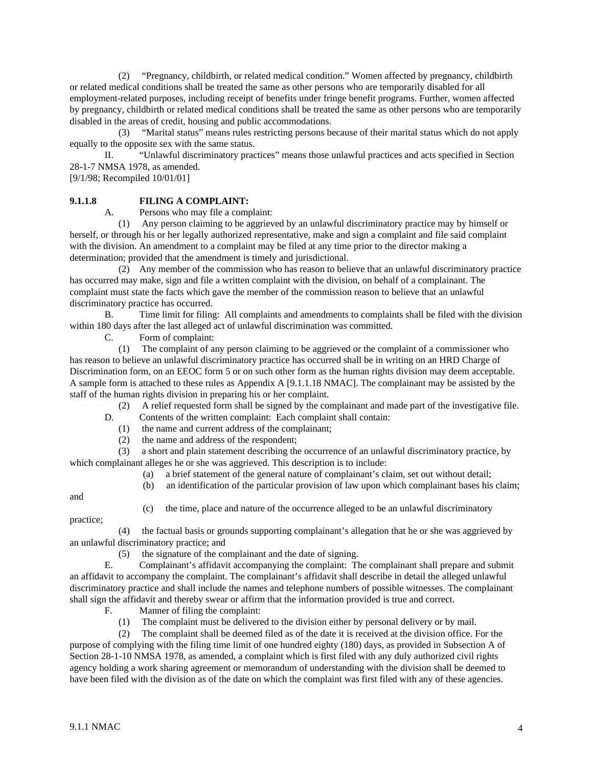(2) "Pregnancy, childbirth, or related medical condition." Women affected by pregnancy, childbirth or related medical conditions shall be treated the same as other persons who are temporarily disabled for all employment-related purposes, including receipt of benefits under fringe benefit programs. Further, women affected by pregnancy, childbirth or related medical conditions shall be treated the same as other persons who are temporarily disabled in the areas of credit, housing and public accommodations.

(3) "Marital status" means rules restricting persons because of their marital status which do not apply equally to the opposite sex with the same status.

II. "Unlawful discriminatory practices" means those unlawful practices and acts specified in Section 28-1-7 NMSA 1978, as amended.

[9/1/98; Recompiled 10/01/01]

**9.1.1.8 FILING A COMPLAINT:**

A. Persons who may file a complaint:

(1) Any person claiming to be aggrieved by an unlawful discriminatory practice may by himself or herself, or through his or her legally authorized representative, make and sign a complaint and file said complaint with the division. An amendment to a complaint may be filed at any time prior to the director making a determination; provided that the amendment is timely and jurisdictional.

(2) Any member of the commission who has reason to believe that an unlawful discriminatory practice has occurred may make, sign and file a written complaint with the division, on behalf of a complainant. The complaint must state the facts which gave the member of the commission reason to believe that an unlawful discriminatory practice has occurred.

B. Time limit for filing: All complaints and amendments to complaints shall be filed with the division within 180 days after the last alleged act of unlawful discrimination was committed.

C. Form of complaint:

(1) The complaint of any person claiming to be aggrieved or the complaint of a commissioner who has reason to believe an unlawful discriminatory practice has occurred shall be in writing on an HRD Charge of Discrimination form, on an EEOC form 5 or on such other form as the human rights division may deem acceptable. A sample form is attached to these rules as Appendix A [9.1.1.18 NMAC]. The complainant may be assisted by the staff of the human rights division in preparing his or her complaint.

(2) A relief requested form shall be signed by the complainant and made part of the investigative file.

D. Contents of the written complaint: Each complaint shall contain:

(1) the name and current address of the complainant;

(2) the name and address of the respondent;

(3) a short and plain statement describing the occurrence of an unlawful discriminatory practice, by which complainant alleges he or she was aggrieved. This description is to include:

(a) a brief statement of the general nature of complainant's claim, set out without detail;

(b) an identification of the particular provision of law upon which complainant bases his claim; and

(c) the time, place and nature of the occurrence alleged to be an unlawful discriminatory practice;

(4) the factual basis or grounds supporting complainant's allegation that he or she was aggrieved by an unlawful discriminatory practice; and

(5) the signature of the complainant and the date of signing.

E. Complainant's affidavit accompanying the complaint: The complainant shall prepare and submit an affidavit to accompany the complaint. The complainant's affidavit shall describe in detail the alleged unlawful discriminatory practice and shall include the names and telephone numbers of possible witnesses. The complainant shall sign the affidavit and thereby swear or affirm that the information provided is true and correct.

F. Manner of filing the complaint:

(1) The complaint must be delivered to the division either by personal delivery or by mail.

(2) The complaint shall be deemed filed as of the date it is received at the division office. For the purpose of complying with the filing time limit of one hundred eighty (180) days, as provided in Subsection A of Section 28-1-10 NMSA 1978, as amended, a complaint which is first filed with any duly authorized civil rights agency holding a work sharing agreement or memorandum of understanding with the division shall be deemed to have been filed with the division as of the date on which the complaint was first filed with any of these agencies.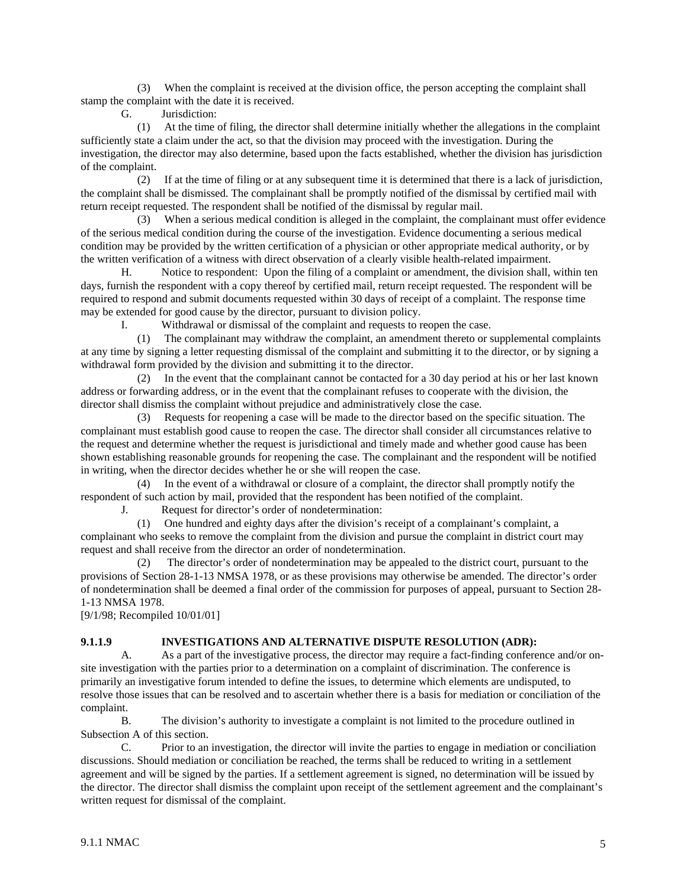(3) When the complaint is received at the division office, the person accepting the complaint shall stamp the complaint with the date it is received.

G. Jurisdiction:

(1) At the time of filing, the director shall determine initially whether the allegations in the complaint sufficiently state a claim under the act, so that the division may proceed with the investigation. During the investigation, the director may also determine, based upon the facts established, whether the division has jurisdiction of the complaint.

(2) If at the time of filing or at any subsequent time it is determined that there is a lack of jurisdiction, the complaint shall be dismissed. The complainant shall be promptly notified of the dismissal by certified mail with return receipt requested. The respondent shall be notified of the dismissal by regular mail.

(3) When a serious medical condition is alleged in the complaint, the complainant must offer evidence of the serious medical condition during the course of the investigation. Evidence documenting a serious medical condition may be provided by the written certification of a physician or other appropriate medical authority, or by the written verification of a witness with direct observation of a clearly visible health-related impairment.

H. Notice to respondent: Upon the filing of a complaint or amendment, the division shall, within ten days, furnish the respondent with a copy thereof by certified mail, return receipt requested. The respondent will be required to respond and submit documents requested within 30 days of receipt of a complaint. The response time may be extended for good cause by the director, pursuant to division policy.

I. Withdrawal or dismissal of the complaint and requests to reopen the case.

(1) The complainant may withdraw the complaint, an amendment thereto or supplemental complaints at any time by signing a letter requesting dismissal of the complaint and submitting it to the director, or by signing a withdrawal form provided by the division and submitting it to the director.

(2) In the event that the complainant cannot be contacted for a 30 day period at his or her last known address or forwarding address, or in the event that the complainant refuses to cooperate with the division, the director shall dismiss the complaint without prejudice and administratively close the case.

(3) Requests for reopening a case will be made to the director based on the specific situation. The complainant must establish good cause to reopen the case. The director shall consider all circumstances relative to the request and determine whether the request is jurisdictional and timely made and whether good cause has been shown establishing reasonable grounds for reopening the case. The complainant and the respondent will be notified in writing, when the director decides whether he or she will reopen the case.

(4) In the event of a withdrawal or closure of a complaint, the director shall promptly notify the respondent of such action by mail, provided that the respondent has been notified of the complaint.

J. Request for director's order of nondetermination:

(1) One hundred and eighty days after the division's receipt of a complainant's complaint, a complainant who seeks to remove the complaint from the division and pursue the complaint in district court may request and shall receive from the director an order of nondetermination.

(2) The director's order of nondetermination may be appealed to the district court, pursuant to the provisions of Section 28-1-13 NMSA 1978, or as these provisions may otherwise be amended. The director's order of nondetermination shall be deemed a final order of the commission for purposes of appeal, pursuant to Section 28-1-13 NMSA 1978.

[9/1/98; Recompiled 10/01/01]

**9.1.1.9 INVESTIGATIONS AND ALTERNATIVE DISPUTE RESOLUTION (ADR):**

A. As a part of the investigative process, the director may require a fact-finding conference and/or on-site investigation with the parties prior to a determination on a complaint of discrimination. The conference is primarily an investigative forum intended to define the issues, to determine which elements are undisputed, to resolve those issues that can be resolved and to ascertain whether there is a basis for mediation or conciliation of the complaint.

B. The division's authority to investigate a complaint is not limited to the procedure outlined in Subsection A of this section.

C. Prior to an investigation, the director will invite the parties to engage in mediation or conciliation discussions. Should mediation or conciliation be reached, the terms shall be reduced to writing in a settlement agreement and will be signed by the parties. If a settlement agreement is signed, no determination will be issued by the director. The director shall dismiss the complaint upon receipt of the settlement agreement and the complainant's written request for dismissal of the complaint.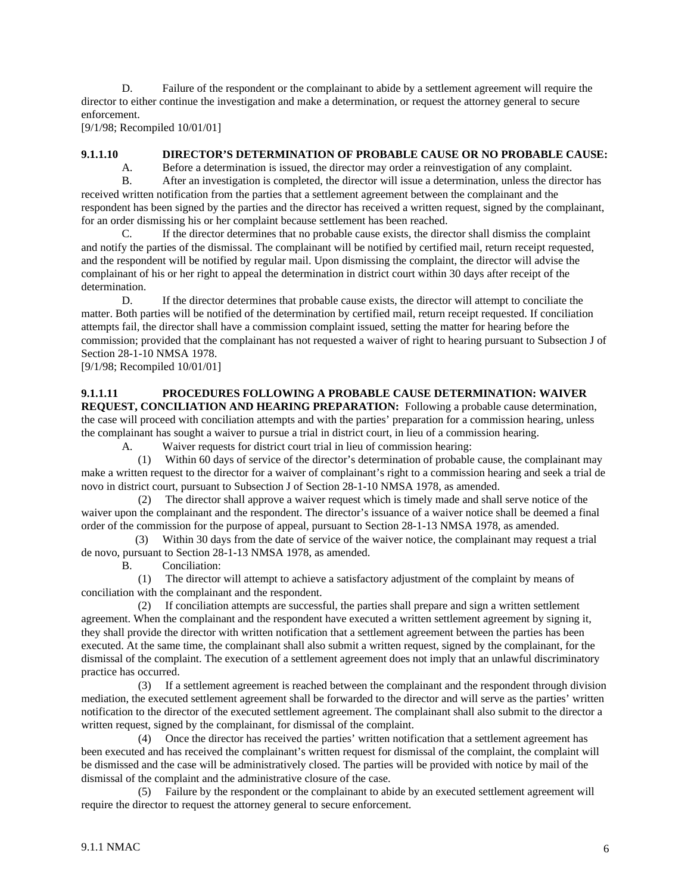D. Failure of the respondent or the complainant to abide by a settlement agreement will require the director to either continue the investigation and make a determination, or request the attorney general to secure enforcement.

[9/1/98; Recompiled 10/01/01]

**9.1.1.10 DIRECTOR'S DETERMINATION OF PROBABLE CAUSE OR NO PROBABLE CAUSE:**

A. Before a determination is issued, the director may order a reinvestigation of any complaint.

B. After an investigation is completed, the director will issue a determination, unless the director has received written notification from the parties that a settlement agreement between the complainant and the respondent has been signed by the parties and the director has received a written request, signed by the complainant, for an order dismissing his or her complaint because settlement has been reached.

C. If the director determines that no probable cause exists, the director shall dismiss the complaint and notify the parties of the dismissal. The complainant will be notified by certified mail, return receipt requested, and the respondent will be notified by regular mail. Upon dismissing the complaint, the director will advise the complainant of his or her right to appeal the determination in district court within 30 days after receipt of the determination.

D. If the director determines that probable cause exists, the director will attempt to conciliate the matter. Both parties will be notified of the determination by certified mail, return receipt requested. If conciliation attempts fail, the director shall have a commission complaint issued, setting the matter for hearing before the commission; provided that the complainant has not requested a waiver of right to hearing pursuant to Subsection J of Section 28-1-10 NMSA 1978.

[9/1/98; Recompiled 10/01/01]

**9.1.1.11 PROCEDURES FOLLOWING A PROBABLE CAUSE DETERMINATION: WAIVER REQUEST, CONCILIATION AND HEARING PREPARATION:** Following a probable cause determination, the case will proceed with conciliation attempts and with the parties' preparation for a commission hearing, unless the complainant has sought a waiver to pursue a trial in district court, in lieu of a commission hearing.

A. Waiver requests for district court trial in lieu of commission hearing:

(1) Within 60 days of service of the director's determination of probable cause, the complainant may make a written request to the director for a waiver of complainant's right to a commission hearing and seek a trial de novo in district court, pursuant to Subsection J of Section 28-1-10 NMSA 1978, as amended.

(2) The director shall approve a waiver request which is timely made and shall serve notice of the waiver upon the complainant and the respondent. The director's issuance of a waiver notice shall be deemed a final order of the commission for the purpose of appeal, pursuant to Section 28-1-13 NMSA 1978, as amended.

(3) Within 30 days from the date of service of the waiver notice, the complainant may request a trial de novo, pursuant to Section 28-1-13 NMSA 1978, as amended.

B. Conciliation:

(1) The director will attempt to achieve a satisfactory adjustment of the complaint by means of conciliation with the complainant and the respondent.

(2) If conciliation attempts are successful, the parties shall prepare and sign a written settlement agreement. When the complainant and the respondent have executed a written settlement agreement by signing it, they shall provide the director with written notification that a settlement agreement between the parties has been executed. At the same time, the complainant shall also submit a written request, signed by the complainant, for the dismissal of the complaint. The execution of a settlement agreement does not imply that an unlawful discriminatory practice has occurred.

(3) If a settlement agreement is reached between the complainant and the respondent through division mediation, the executed settlement agreement shall be forwarded to the director and will serve as the parties' written notification to the director of the executed settlement agreement. The complainant shall also submit to the director a written request, signed by the complainant, for dismissal of the complaint.

(4) Once the director has received the parties' written notification that a settlement agreement has been executed and has received the complainant's written request for dismissal of the complaint, the complaint will be dismissed and the case will be administratively closed. The parties will be provided with notice by mail of the dismissal of the complaint and the administrative closure of the case.

(5) Failure by the respondent or the complainant to abide by an executed settlement agreement will require the director to request the attorney general to secure enforcement.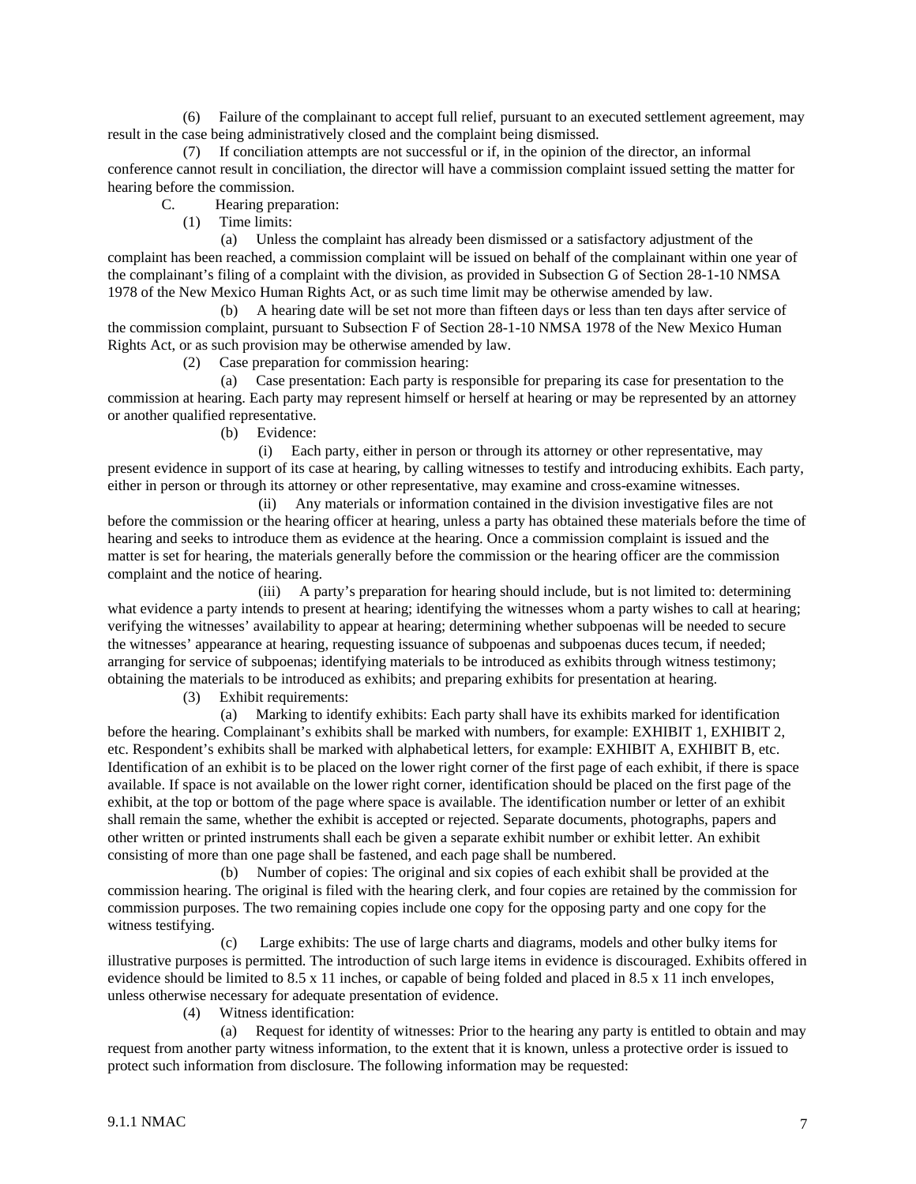(6) Failure of the complainant to accept full relief, pursuant to an executed settlement agreement, may result in the case being administratively closed and the complaint being dismissed.

(7) If conciliation attempts are not successful or if, in the opinion of the director, an informal conference cannot result in conciliation, the director will have a commission complaint issued setting the matter for hearing before the commission.

C. Hearing preparation:

(1) Time limits:

(a) Unless the complaint has already been dismissed or a satisfactory adjustment of the complaint has been reached, a commission complaint will be issued on behalf of the complainant within one year of the complainant's filing of a complaint with the division, as provided in Subsection G of Section 28-1-10 NMSA 1978 of the New Mexico Human Rights Act, or as such time limit may be otherwise amended by law.

(b) A hearing date will be set not more than fifteen days or less than ten days after service of the commission complaint, pursuant to Subsection F of Section 28-1-10 NMSA 1978 of the New Mexico Human Rights Act, or as such provision may be otherwise amended by law.

(2) Case preparation for commission hearing:

(a) Case presentation: Each party is responsible for preparing its case for presentation to the commission at hearing. Each party may represent himself or herself at hearing or may be represented by an attorney or another qualified representative.

(b) Evidence:

(i) Each party, either in person or through its attorney or other representative, may present evidence in support of its case at hearing, by calling witnesses to testify and introducing exhibits. Each party, either in person or through its attorney or other representative, may examine and cross-examine witnesses.

(ii) Any materials or information contained in the division investigative files are not before the commission or the hearing officer at hearing, unless a party has obtained these materials before the time of hearing and seeks to introduce them as evidence at the hearing. Once a commission complaint is issued and the matter is set for hearing, the materials generally before the commission or the hearing officer are the commission complaint and the notice of hearing.

(iii) A party's preparation for hearing should include, but is not limited to: determining what evidence a party intends to present at hearing; identifying the witnesses whom a party wishes to call at hearing; verifying the witnesses' availability to appear at hearing; determining whether subpoenas will be needed to secure the witnesses' appearance at hearing, requesting issuance of subpoenas and subpoenas duces tecum, if needed; arranging for service of subpoenas; identifying materials to be introduced as exhibits through witness testimony; obtaining the materials to be introduced as exhibits; and preparing exhibits for presentation at hearing.

(3) Exhibit requirements:

(a) Marking to identify exhibits: Each party shall have its exhibits marked for identification before the hearing. Complainant's exhibits shall be marked with numbers, for example: EXHIBIT 1, EXHIBIT 2, etc. Respondent's exhibits shall be marked with alphabetical letters, for example: EXHIBIT A, EXHIBIT B, etc. Identification of an exhibit is to be placed on the lower right corner of the first page of each exhibit, if there is space available. If space is not available on the lower right corner, identification should be placed on the first page of the exhibit, at the top or bottom of the page where space is available. The identification number or letter of an exhibit shall remain the same, whether the exhibit is accepted or rejected. Separate documents, photographs, papers and other written or printed instruments shall each be given a separate exhibit number or exhibit letter. An exhibit consisting of more than one page shall be fastened, and each page shall be numbered.

(b) Number of copies: The original and six copies of each exhibit shall be provided at the commission hearing. The original is filed with the hearing clerk, and four copies are retained by the commission for commission purposes. The two remaining copies include one copy for the opposing party and one copy for the witness testifying.

(c) Large exhibits: The use of large charts and diagrams, models and other bulky items for illustrative purposes is permitted. The introduction of such large items in evidence is discouraged. Exhibits offered in evidence should be limited to 8.5 x 11 inches, or capable of being folded and placed in 8.5 x 11 inch envelopes, unless otherwise necessary for adequate presentation of evidence.

(4) Witness identification:

(a) Request for identity of witnesses: Prior to the hearing any party is entitled to obtain and may request from another party witness information, to the extent that it is known, unless a protective order is issued to protect such information from disclosure. The following information may be requested: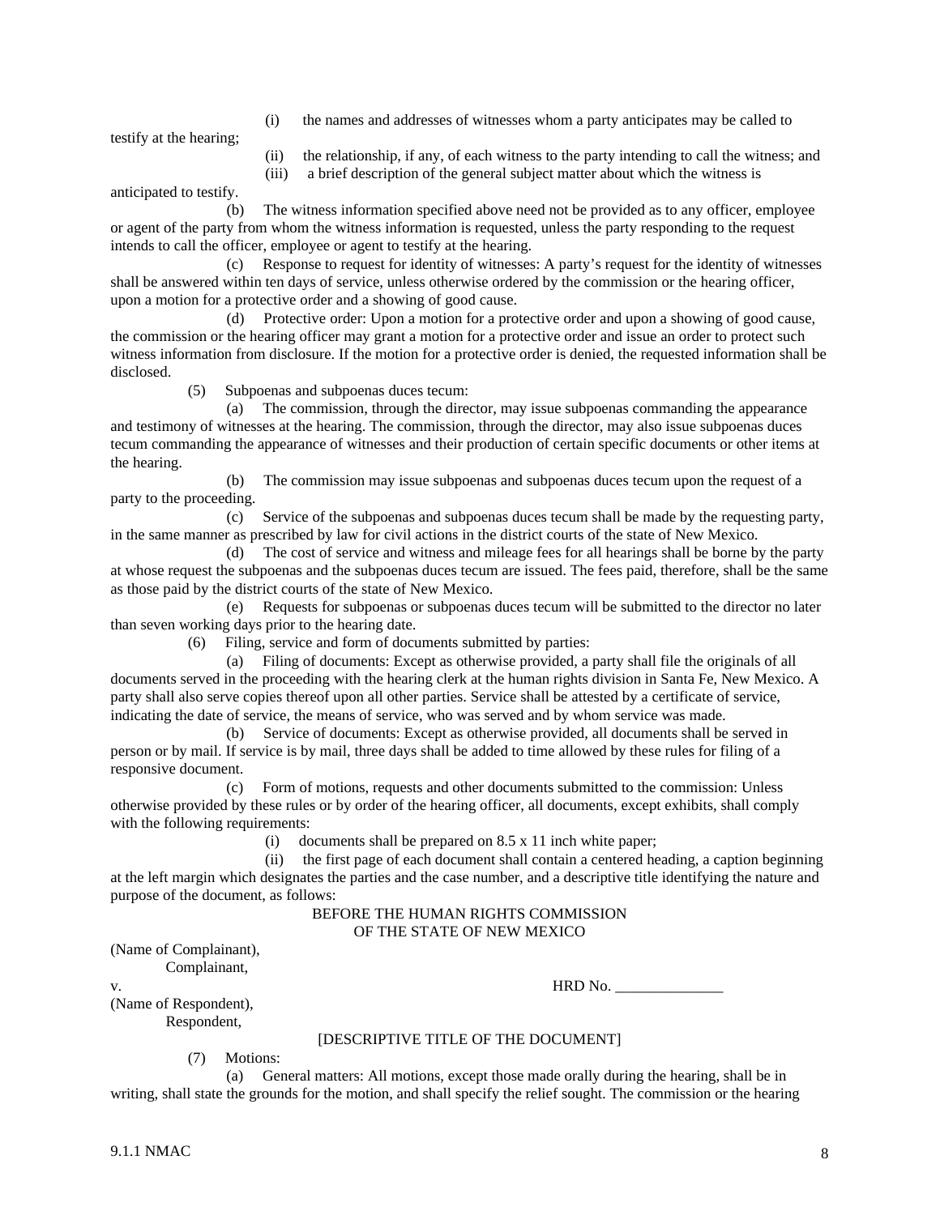(i) the names and addresses of witnesses whom a party anticipates may be called to testify at the hearing;

(ii) the relationship, if any, of each witness to the party intending to call the witness; and

(iii) a brief description of the general subject matter about which the witness is anticipated to testify.

(b) The witness information specified above need not be provided as to any officer, employee or agent of the party from whom the witness information is requested, unless the party responding to the request intends to call the officer, employee or agent to testify at the hearing.

(c) Response to request for identity of witnesses: A party's request for the identity of witnesses shall be answered within ten days of service, unless otherwise ordered by the commission or the hearing officer, upon a motion for a protective order and a showing of good cause.

(d) Protective order: Upon a motion for a protective order and upon a showing of good cause, the commission or the hearing officer may grant a motion for a protective order and issue an order to protect such witness information from disclosure. If the motion for a protective order is denied, the requested information shall be disclosed.

(5) Subpoenas and subpoenas duces tecum:

(a) The commission, through the director, may issue subpoenas commanding the appearance and testimony of witnesses at the hearing. The commission, through the director, may also issue subpoenas duces tecum commanding the appearance of witnesses and their production of certain specific documents or other items at the hearing.

(b) The commission may issue subpoenas and subpoenas duces tecum upon the request of a party to the proceeding.

(c) Service of the subpoenas and subpoenas duces tecum shall be made by the requesting party, in the same manner as prescribed by law for civil actions in the district courts of the state of New Mexico.

(d) The cost of service and witness and mileage fees for all hearings shall be borne by the party at whose request the subpoenas and the subpoenas duces tecum are issued. The fees paid, therefore, shall be the same as those paid by the district courts of the state of New Mexico.

(e) Requests for subpoenas or subpoenas duces tecum will be submitted to the director no later than seven working days prior to the hearing date.

(6) Filing, service and form of documents submitted by parties:

(a) Filing of documents: Except as otherwise provided, a party shall file the originals of all documents served in the proceeding with the hearing clerk at the human rights division in Santa Fe, New Mexico. A party shall also serve copies thereof upon all other parties. Service shall be attested by a certificate of service, indicating the date of service, the means of service, who was served and by whom service was made.

(b) Service of documents: Except as otherwise provided, all documents shall be served in person or by mail. If service is by mail, three days shall be added to time allowed by these rules for filing of a responsive document.

(c) Form of motions, requests and other documents submitted to the commission: Unless otherwise provided by these rules or by order of the hearing officer, all documents, except exhibits, shall comply with the following requirements:

(i) documents shall be prepared on 8.5 x 11 inch white paper;

(ii) the first page of each document shall contain a centered heading, a caption beginning at the left margin which designates the parties and the case number, and a descriptive title identifying the nature and purpose of the document, as follows:

BEFORE THE HUMAN RIGHTS COMMISSION
OF THE STATE OF NEW MEXICO

(Name of Complainant),
Complainant,

v. HRD No. ______________

(Name of Respondent),
Respondent,

[DESCRIPTIVE TITLE OF THE DOCUMENT]

(7) Motions:

(a) General matters: All motions, except those made orally during the hearing, shall be in writing, shall state the grounds for the motion, and shall specify the relief sought. The commission or the hearing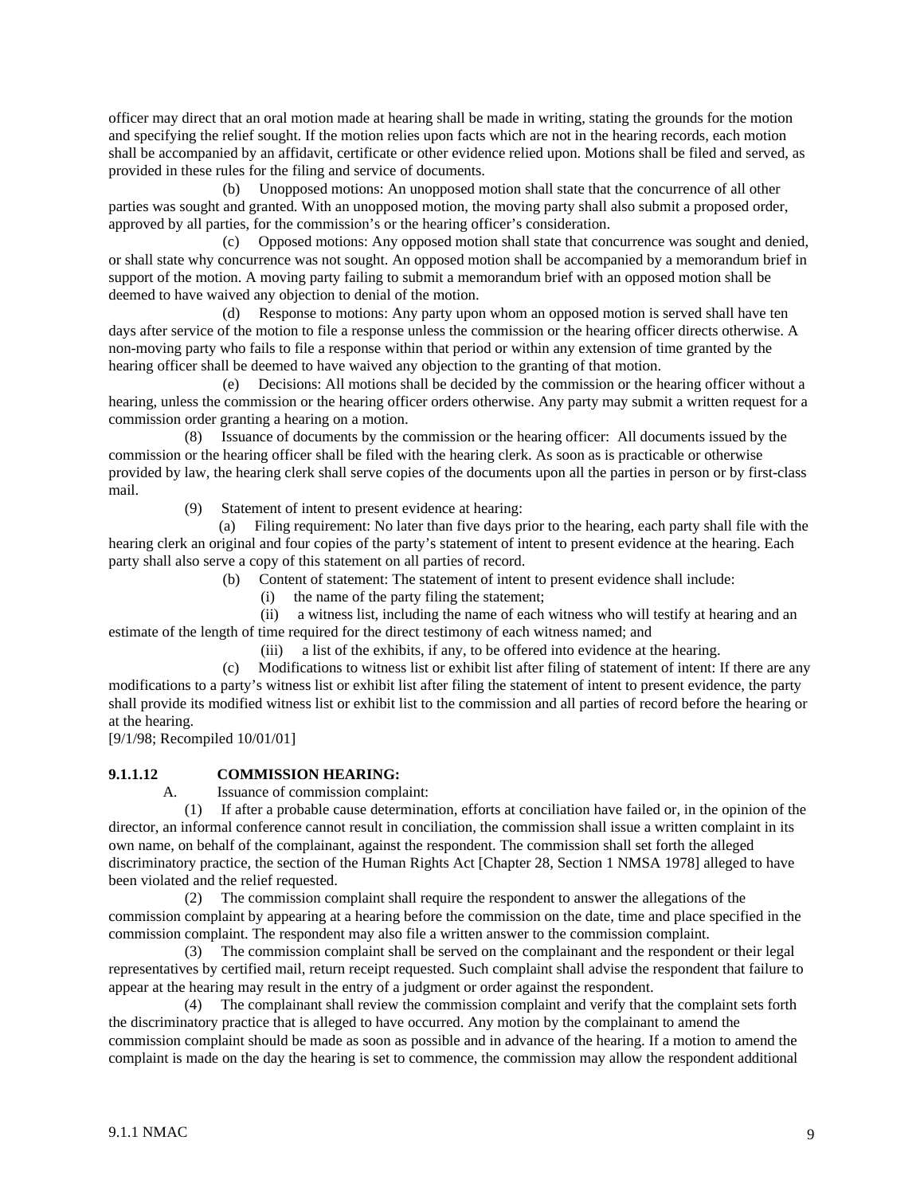officer may direct that an oral motion made at hearing shall be made in writing, stating the grounds for the motion and specifying the relief sought. If the motion relies upon facts which are not in the hearing records, each motion shall be accompanied by an affidavit, certificate or other evidence relied upon. Motions shall be filed and served, as provided in these rules for the filing and service of documents.

(b) Unopposed motions: An unopposed motion shall state that the concurrence of all other parties was sought and granted. With an unopposed motion, the moving party shall also submit a proposed order, approved by all parties, for the commission's or the hearing officer's consideration.

(c) Opposed motions: Any opposed motion shall state that concurrence was sought and denied, or shall state why concurrence was not sought. An opposed motion shall be accompanied by a memorandum brief in support of the motion. A moving party failing to submit a memorandum brief with an opposed motion shall be deemed to have waived any objection to denial of the motion.

(d) Response to motions: Any party upon whom an opposed motion is served shall have ten days after service of the motion to file a response unless the commission or the hearing officer directs otherwise. A non-moving party who fails to file a response within that period or within any extension of time granted by the hearing officer shall be deemed to have waived any objection to the granting of that motion.

(e) Decisions: All motions shall be decided by the commission or the hearing officer without a hearing, unless the commission or the hearing officer orders otherwise. Any party may submit a written request for a commission order granting a hearing on a motion.

(8) Issuance of documents by the commission or the hearing officer: All documents issued by the commission or the hearing officer shall be filed with the hearing clerk. As soon as is practicable or otherwise provided by law, the hearing clerk shall serve copies of the documents upon all the parties in person or by first-class mail.

(9) Statement of intent to present evidence at hearing:

(a) Filing requirement: No later than five days prior to the hearing, each party shall file with the hearing clerk an original and four copies of the party's statement of intent to present evidence at the hearing. Each party shall also serve a copy of this statement on all parties of record.

(b) Content of statement: The statement of intent to present evidence shall include:

(i) the name of the party filing the statement;

(ii) a witness list, including the name of each witness who will testify at hearing and an estimate of the length of time required for the direct testimony of each witness named; and

(iii) a list of the exhibits, if any, to be offered into evidence at the hearing.

(c) Modifications to witness list or exhibit list after filing of statement of intent: If there are any modifications to a party's witness list or exhibit list after filing the statement of intent to present evidence, the party shall provide its modified witness list or exhibit list to the commission and all parties of record before the hearing or at the hearing.

[9/1/98; Recompiled 10/01/01]

**9.1.1.12 COMMISSION HEARING:**

A. Issuance of commission complaint:

(1) If after a probable cause determination, efforts at conciliation have failed or, in the opinion of the director, an informal conference cannot result in conciliation, the commission shall issue a written complaint in its own name, on behalf of the complainant, against the respondent. The commission shall set forth the alleged discriminatory practice, the section of the Human Rights Act [Chapter 28, Section 1 NMSA 1978] alleged to have been violated and the relief requested.

(2) The commission complaint shall require the respondent to answer the allegations of the commission complaint by appearing at a hearing before the commission on the date, time and place specified in the commission complaint. The respondent may also file a written answer to the commission complaint.

(3) The commission complaint shall be served on the complainant and the respondent or their legal representatives by certified mail, return receipt requested. Such complaint shall advise the respondent that failure to appear at the hearing may result in the entry of a judgment or order against the respondent.

(4) The complainant shall review the commission complaint and verify that the complaint sets forth the discriminatory practice that is alleged to have occurred. Any motion by the complainant to amend the commission complaint should be made as soon as possible and in advance of the hearing. If a motion to amend the complaint is made on the day the hearing is set to commence, the commission may allow the respondent additional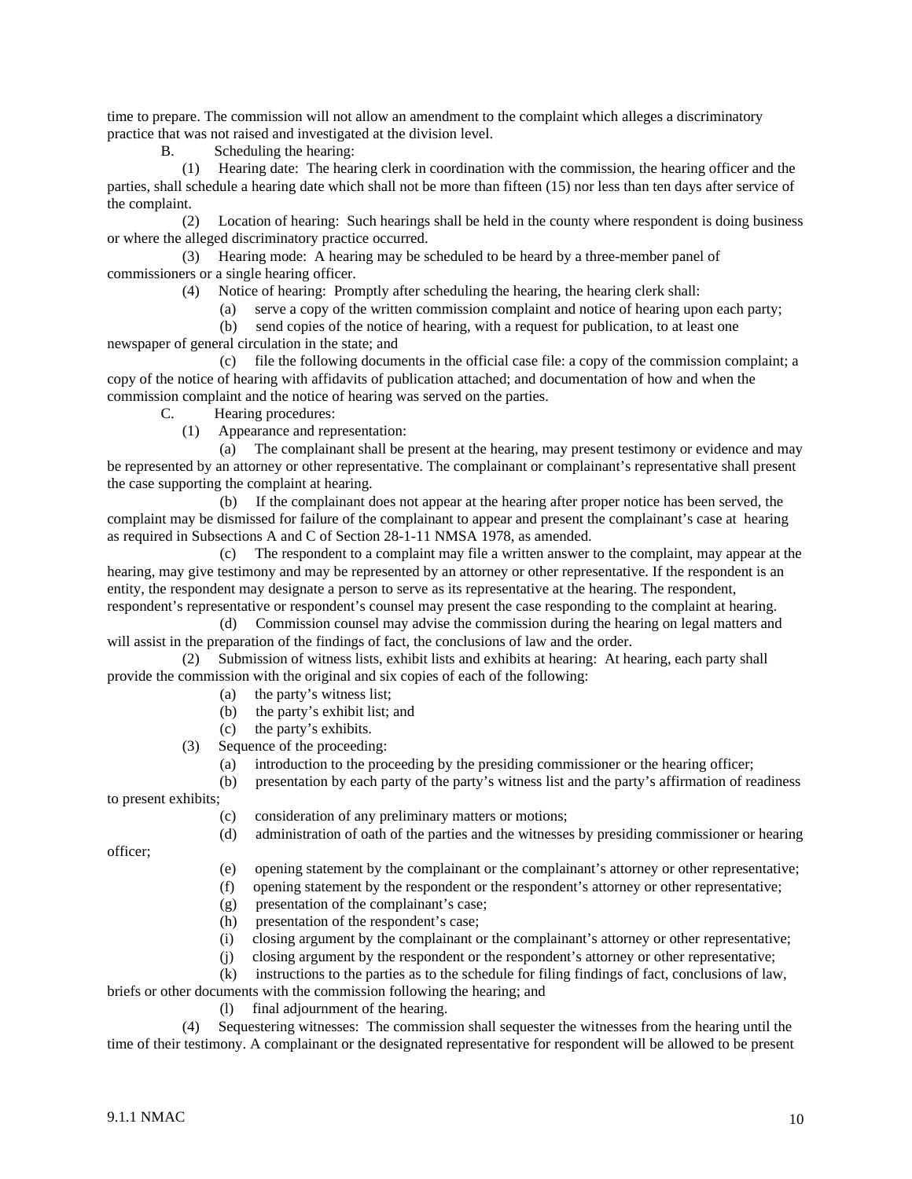time to prepare. The commission will not allow an amendment to the complaint which alleges a discriminatory practice that was not raised and investigated at the division level.

B. Scheduling the hearing:

(1) Hearing date: The hearing clerk in coordination with the commission, the hearing officer and the parties, shall schedule a hearing date which shall not be more than fifteen (15) nor less than ten days after service of the complaint.

(2) Location of hearing: Such hearings shall be held in the county where respondent is doing business or where the alleged discriminatory practice occurred.

(3) Hearing mode: A hearing may be scheduled to be heard by a three-member panel of commissioners or a single hearing officer.

(4) Notice of hearing: Promptly after scheduling the hearing, the hearing clerk shall:

(a) serve a copy of the written commission complaint and notice of hearing upon each party;

(b) send copies of the notice of hearing, with a request for publication, to at least one newspaper of general circulation in the state; and

(c) file the following documents in the official case file: a copy of the commission complaint; a copy of the notice of hearing with affidavits of publication attached; and documentation of how and when the commission complaint and the notice of hearing was served on the parties.

C. Hearing procedures:

(1) Appearance and representation:

(a) The complainant shall be present at the hearing, may present testimony or evidence and may be represented by an attorney or other representative. The complainant or complainant's representative shall present the case supporting the complaint at hearing.

(b) If the complainant does not appear at the hearing after proper notice has been served, the complaint may be dismissed for failure of the complainant to appear and present the complainant's case at hearing as required in Subsections A and C of Section 28-1-11 NMSA 1978, as amended.

(c) The respondent to a complaint may file a written answer to the complaint, may appear at the hearing, may give testimony and may be represented by an attorney or other representative. If the respondent is an entity, the respondent may designate a person to serve as its representative at the hearing. The respondent, respondent's representative or respondent's counsel may present the case responding to the complaint at hearing.

(d) Commission counsel may advise the commission during the hearing on legal matters and will assist in the preparation of the findings of fact, the conclusions of law and the order.

(2) Submission of witness lists, exhibit lists and exhibits at hearing: At hearing, each party shall provide the commission with the original and six copies of each of the following:

(a) the party's witness list;

(b) the party's exhibit list; and

(c) the party's exhibits.

(3) Sequence of the proceeding:

(a) introduction to the proceeding by the presiding commissioner or the hearing officer;

(b) presentation by each party of the party's witness list and the party's affirmation of readiness to present exhibits;

(c) consideration of any preliminary matters or motions;

(d) administration of oath of the parties and the witnesses by presiding commissioner or hearing officer;

(e) opening statement by the complainant or the complainant's attorney or other representative;

(f) opening statement by the respondent or the respondent's attorney or other representative;

(g) presentation of the complainant's case;

(h) presentation of the respondent's case;

(i) closing argument by the complainant or the complainant's attorney or other representative;

(j) closing argument by the respondent or the respondent's attorney or other representative;

(k) instructions to the parties as to the schedule for filing findings of fact, conclusions of law, briefs or other documents with the commission following the hearing; and

(l) final adjournment of the hearing.

(4) Sequestering witnesses: The commission shall sequester the witnesses from the hearing until the time of their testimony. A complainant or the designated representative for respondent will be allowed to be present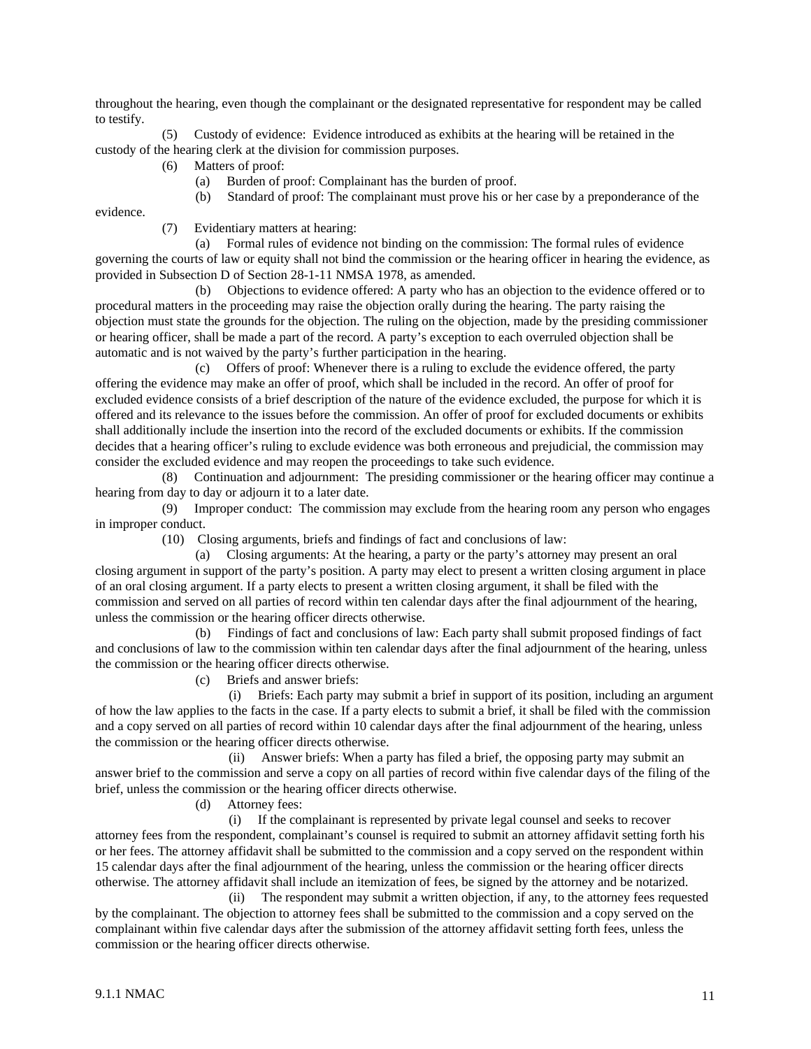throughout the hearing, even though the complainant or the designated representative for respondent may be called to testify.

(5) Custody of evidence: Evidence introduced as exhibits at the hearing will be retained in the custody of the hearing clerk at the division for commission purposes.

(6) Matters of proof:

(a) Burden of proof: Complainant has the burden of proof.

(b) Standard of proof: The complainant must prove his or her case by a preponderance of the evidence.

(7) Evidentiary matters at hearing:

(a) Formal rules of evidence not binding on the commission: The formal rules of evidence governing the courts of law or equity shall not bind the commission or the hearing officer in hearing the evidence, as provided in Subsection D of Section 28-1-11 NMSA 1978, as amended.

(b) Objections to evidence offered: A party who has an objection to the evidence offered or to procedural matters in the proceeding may raise the objection orally during the hearing. The party raising the objection must state the grounds for the objection. The ruling on the objection, made by the presiding commissioner or hearing officer, shall be made a part of the record. A party's exception to each overruled objection shall be automatic and is not waived by the party's further participation in the hearing.

(c) Offers of proof: Whenever there is a ruling to exclude the evidence offered, the party offering the evidence may make an offer of proof, which shall be included in the record. An offer of proof for excluded evidence consists of a brief description of the nature of the evidence excluded, the purpose for which it is offered and its relevance to the issues before the commission. An offer of proof for excluded documents or exhibits shall additionally include the insertion into the record of the excluded documents or exhibits. If the commission decides that a hearing officer's ruling to exclude evidence was both erroneous and prejudicial, the commission may consider the excluded evidence and may reopen the proceedings to take such evidence.

(8) Continuation and adjournment: The presiding commissioner or the hearing officer may continue a hearing from day to day or adjourn it to a later date.

(9) Improper conduct: The commission may exclude from the hearing room any person who engages in improper conduct.

(10) Closing arguments, briefs and findings of fact and conclusions of law:

(a) Closing arguments: At the hearing, a party or the party's attorney may present an oral closing argument in support of the party's position. A party may elect to present a written closing argument in place of an oral closing argument. If a party elects to present a written closing argument, it shall be filed with the commission and served on all parties of record within ten calendar days after the final adjournment of the hearing, unless the commission or the hearing officer directs otherwise.

(b) Findings of fact and conclusions of law: Each party shall submit proposed findings of fact and conclusions of law to the commission within ten calendar days after the final adjournment of the hearing, unless the commission or the hearing officer directs otherwise.

(c) Briefs and answer briefs:

(i) Briefs: Each party may submit a brief in support of its position, including an argument of how the law applies to the facts in the case. If a party elects to submit a brief, it shall be filed with the commission and a copy served on all parties of record within 10 calendar days after the final adjournment of the hearing, unless the commission or the hearing officer directs otherwise.

(ii) Answer briefs: When a party has filed a brief, the opposing party may submit an answer brief to the commission and serve a copy on all parties of record within five calendar days of the filing of the brief, unless the commission or the hearing officer directs otherwise.

(d) Attorney fees:

(i) If the complainant is represented by private legal counsel and seeks to recover attorney fees from the respondent, complainant's counsel is required to submit an attorney affidavit setting forth his or her fees. The attorney affidavit shall be submitted to the commission and a copy served on the respondent within 15 calendar days after the final adjournment of the hearing, unless the commission or the hearing officer directs otherwise. The attorney affidavit shall include an itemization of fees, be signed by the attorney and be notarized.

(ii) The respondent may submit a written objection, if any, to the attorney fees requested by the complainant. The objection to attorney fees shall be submitted to the commission and a copy served on the complainant within five calendar days after the submission of the attorney affidavit setting forth fees, unless the commission or the hearing officer directs otherwise.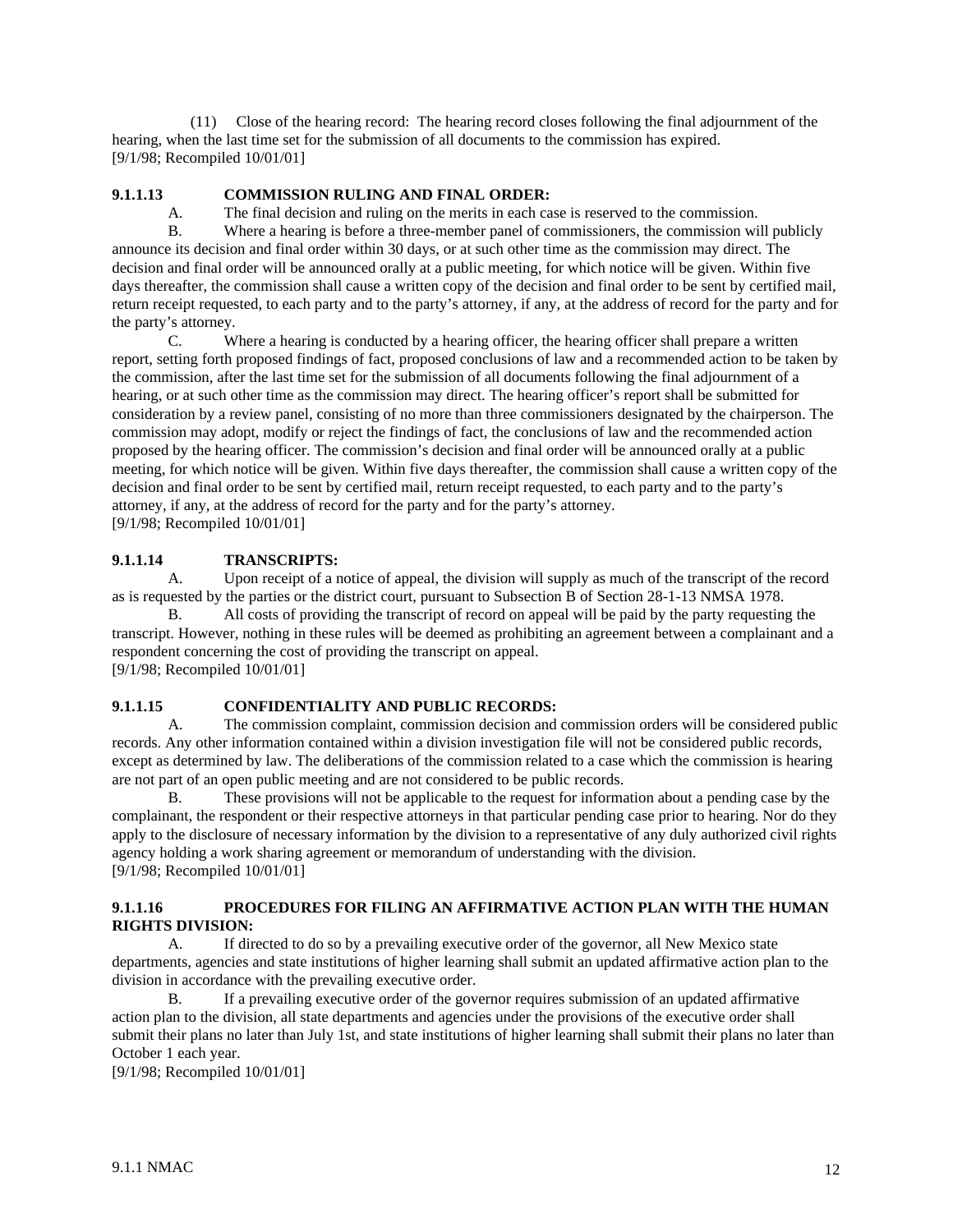(11) Close of the hearing record: The hearing record closes following the final adjournment of the hearing, when the last time set for the submission of all documents to the commission has expired.
[9/1/98; Recompiled 10/01/01]

**9.1.1.13 COMMISSION RULING AND FINAL ORDER:**

A. The final decision and ruling on the merits in each case is reserved to the commission.

B. Where a hearing is before a three-member panel of commissioners, the commission will publicly announce its decision and final order within 30 days, or at such other time as the commission may direct. The decision and final order will be announced orally at a public meeting, for which notice will be given. Within five days thereafter, the commission shall cause a written copy of the decision and final order to be sent by certified mail, return receipt requested, to each party and to the party's attorney, if any, at the address of record for the party and for the party's attorney.

C. Where a hearing is conducted by a hearing officer, the hearing officer shall prepare a written report, setting forth proposed findings of fact, proposed conclusions of law and a recommended action to be taken by the commission, after the last time set for the submission of all documents following the final adjournment of a hearing, or at such other time as the commission may direct. The hearing officer's report shall be submitted for consideration by a review panel, consisting of no more than three commissioners designated by the chairperson. The commission may adopt, modify or reject the findings of fact, the conclusions of law and the recommended action proposed by the hearing officer. The commission's decision and final order will be announced orally at a public meeting, for which notice will be given. Within five days thereafter, the commission shall cause a written copy of the decision and final order to be sent by certified mail, return receipt requested, to each party and to the party's attorney, if any, at the address of record for the party and for the party's attorney.
[9/1/98; Recompiled 10/01/01]

**9.1.1.14 TRANSCRIPTS:**

A. Upon receipt of a notice of appeal, the division will supply as much of the transcript of the record as is requested by the parties or the district court, pursuant to Subsection B of Section 28-1-13 NMSA 1978.

B. All costs of providing the transcript of record on appeal will be paid by the party requesting the transcript. However, nothing in these rules will be deemed as prohibiting an agreement between a complainant and a respondent concerning the cost of providing the transcript on appeal.
[9/1/98; Recompiled 10/01/01]

**9.1.1.15 CONFIDENTIALITY AND PUBLIC RECORDS:**

A. The commission complaint, commission decision and commission orders will be considered public records. Any other information contained within a division investigation file will not be considered public records, except as determined by law. The deliberations of the commission related to a case which the commission is hearing are not part of an open public meeting and are not considered to be public records.

B. These provisions will not be applicable to the request for information about a pending case by the complainant, the respondent or their respective attorneys in that particular pending case prior to hearing. Nor do they apply to the disclosure of necessary information by the division to a representative of any duly authorized civil rights agency holding a work sharing agreement or memorandum of understanding with the division.
[9/1/98; Recompiled 10/01/01]

**9.1.1.16 PROCEDURES FOR FILING AN AFFIRMATIVE ACTION PLAN WITH THE HUMAN RIGHTS DIVISION:**

A. If directed to do so by a prevailing executive order of the governor, all New Mexico state departments, agencies and state institutions of higher learning shall submit an updated affirmative action plan to the division in accordance with the prevailing executive order.

B. If a prevailing executive order of the governor requires submission of an updated affirmative action plan to the division, all state departments and agencies under the provisions of the executive order shall submit their plans no later than July 1st, and state institutions of higher learning shall submit their plans no later than October 1 each year.
[9/1/98; Recompiled 10/01/01]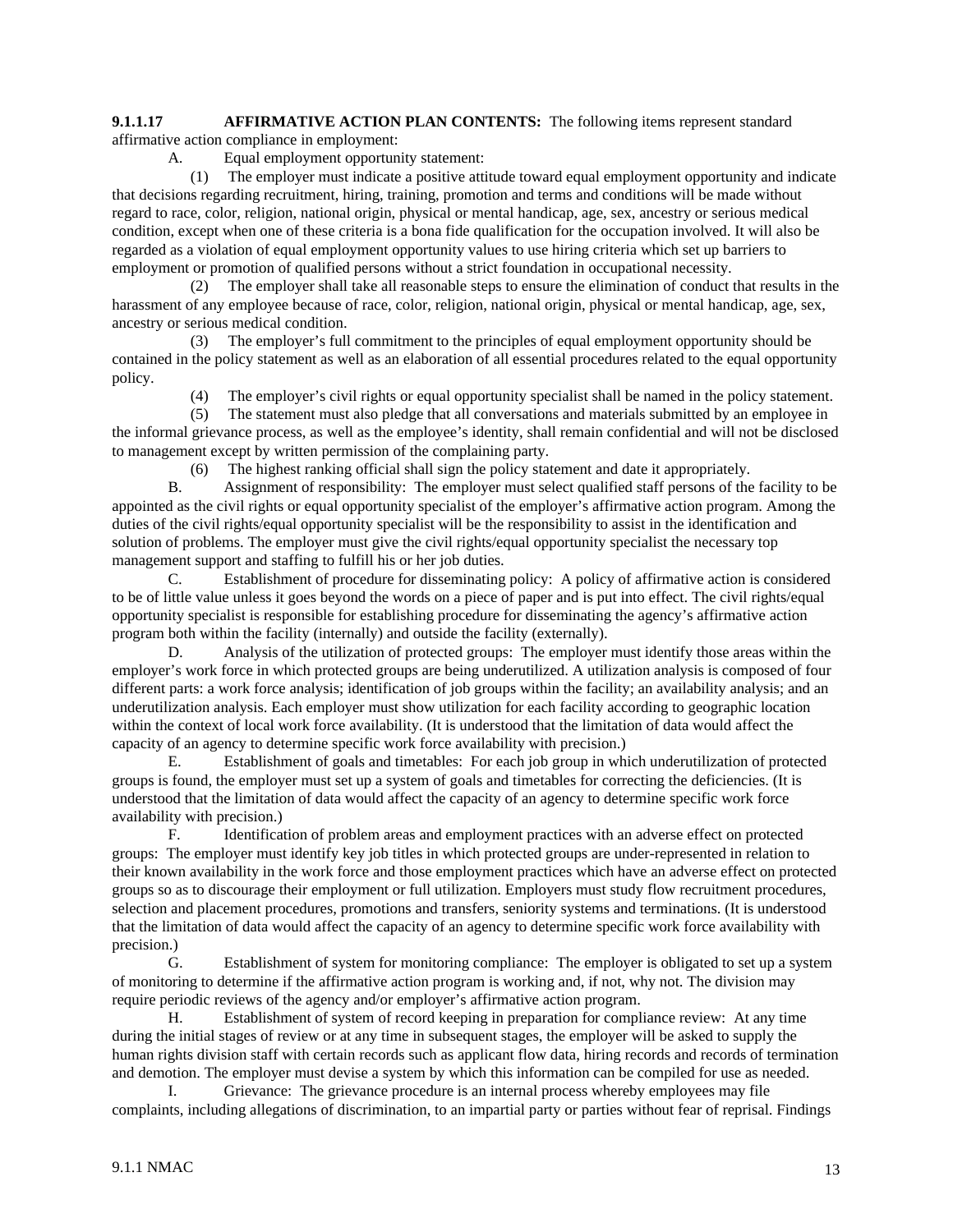**9.1.1.17 AFFIRMATIVE ACTION PLAN CONTENTS:** The following items represent standard affirmative action compliance in employment:

A. Equal employment opportunity statement:

(1) The employer must indicate a positive attitude toward equal employment opportunity and indicate that decisions regarding recruitment, hiring, training, promotion and terms and conditions will be made without regard to race, color, religion, national origin, physical or mental handicap, age, sex, ancestry or serious medical condition, except when one of these criteria is a bona fide qualification for the occupation involved. It will also be regarded as a violation of equal employment opportunity values to use hiring criteria which set up barriers to employment or promotion of qualified persons without a strict foundation in occupational necessity.

(2) The employer shall take all reasonable steps to ensure the elimination of conduct that results in the harassment of any employee because of race, color, religion, national origin, physical or mental handicap, age, sex, ancestry or serious medical condition.

(3) The employer's full commitment to the principles of equal employment opportunity should be contained in the policy statement as well as an elaboration of all essential procedures related to the equal opportunity policy.

(4) The employer's civil rights or equal opportunity specialist shall be named in the policy statement.

(5) The statement must also pledge that all conversations and materials submitted by an employee in the informal grievance process, as well as the employee's identity, shall remain confidential and will not be disclosed to management except by written permission of the complaining party.

(6) The highest ranking official shall sign the policy statement and date it appropriately.

B. Assignment of responsibility: The employer must select qualified staff persons of the facility to be appointed as the civil rights or equal opportunity specialist of the employer's affirmative action program. Among the duties of the civil rights/equal opportunity specialist will be the responsibility to assist in the identification and solution of problems. The employer must give the civil rights/equal opportunity specialist the necessary top management support and staffing to fulfill his or her job duties.

C. Establishment of procedure for disseminating policy: A policy of affirmative action is considered to be of little value unless it goes beyond the words on a piece of paper and is put into effect. The civil rights/equal opportunity specialist is responsible for establishing procedure for disseminating the agency's affirmative action program both within the facility (internally) and outside the facility (externally).

D. Analysis of the utilization of protected groups: The employer must identify those areas within the employer's work force in which protected groups are being underutilized. A utilization analysis is composed of four different parts: a work force analysis; identification of job groups within the facility; an availability analysis; and an underutilization analysis. Each employer must show utilization for each facility according to geographic location within the context of local work force availability. (It is understood that the limitation of data would affect the capacity of an agency to determine specific work force availability with precision.)

E. Establishment of goals and timetables: For each job group in which underutilization of protected groups is found, the employer must set up a system of goals and timetables for correcting the deficiencies. (It is understood that the limitation of data would affect the capacity of an agency to determine specific work force availability with precision.)

F. Identification of problem areas and employment practices with an adverse effect on protected groups: The employer must identify key job titles in which protected groups are under-represented in relation to their known availability in the work force and those employment practices which have an adverse effect on protected groups so as to discourage their employment or full utilization. Employers must study flow recruitment procedures, selection and placement procedures, promotions and transfers, seniority systems and terminations. (It is understood that the limitation of data would affect the capacity of an agency to determine specific work force availability with precision.)

G. Establishment of system for monitoring compliance: The employer is obligated to set up a system of monitoring to determine if the affirmative action program is working and, if not, why not. The division may require periodic reviews of the agency and/or employer's affirmative action program.

H. Establishment of system of record keeping in preparation for compliance review: At any time during the initial stages of review or at any time in subsequent stages, the employer will be asked to supply the human rights division staff with certain records such as applicant flow data, hiring records and records of termination and demotion. The employer must devise a system by which this information can be compiled for use as needed.

I. Grievance: The grievance procedure is an internal process whereby employees may file complaints, including allegations of discrimination, to an impartial party or parties without fear of reprisal. Findings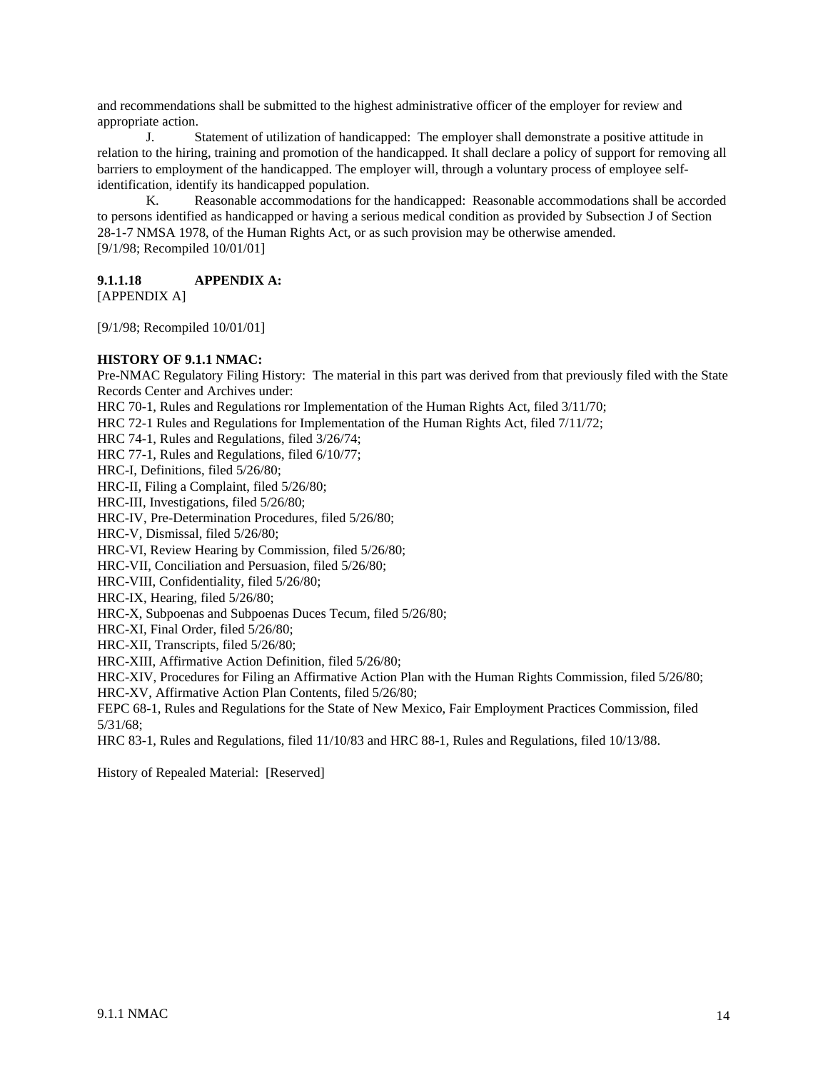and recommendations shall be submitted to the highest administrative officer of the employer for review and appropriate action.

J. Statement of utilization of handicapped: The employer shall demonstrate a positive attitude in relation to the hiring, training and promotion of the handicapped. It shall declare a policy of support for removing all barriers to employment of the handicapped. The employer will, through a voluntary process of employee self-identification, identify its handicapped population.

K. Reasonable accommodations for the handicapped: Reasonable accommodations shall be accorded to persons identified as handicapped or having a serious medical condition as provided by Subsection J of Section 28-1-7 NMSA 1978, of the Human Rights Act, or as such provision may be otherwise amended.

[9/1/98; Recompiled 10/01/01]

**9.1.1.18 APPENDIX A:**
[APPENDIX A]

[9/1/98; Recompiled 10/01/01]

**HISTORY OF 9.1.1 NMAC:**

Pre-NMAC Regulatory Filing History: The material in this part was derived from that previously filed with the State Records Center and Archives under:

HRC 70-1, Rules and Regulations ror Implementation of the Human Rights Act, filed 3/11/70;
HRC 72-1 Rules and Regulations for Implementation of the Human Rights Act, filed 7/11/72;
HRC 74-1, Rules and Regulations, filed 3/26/74;
HRC 77-1, Rules and Regulations, filed 6/10/77;
HRC-I, Definitions, filed 5/26/80;
HRC-II, Filing a Complaint, filed 5/26/80;
HRC-III, Investigations, filed 5/26/80;
HRC-IV, Pre-Determination Procedures, filed 5/26/80;
HRC-V, Dismissal, filed 5/26/80;
HRC-VI, Review Hearing by Commission, filed 5/26/80;
HRC-VII, Conciliation and Persuasion, filed 5/26/80;
HRC-VIII, Confidentiality, filed 5/26/80;
HRC-IX, Hearing, filed 5/26/80;
HRC-X, Subpoenas and Subpoenas Duces Tecum, filed 5/26/80;
HRC-XI, Final Order, filed 5/26/80;
HRC-XII, Transcripts, filed 5/26/80;
HRC-XIII, Affirmative Action Definition, filed 5/26/80;
HRC-XIV, Procedures for Filing an Affirmative Action Plan with the Human Rights Commission, filed 5/26/80;
HRC-XV, Affirmative Action Plan Contents, filed 5/26/80;
FEPC 68-1, Rules and Regulations for the State of New Mexico, Fair Employment Practices Commission, filed 5/31/68;
HRC 83-1, Rules and Regulations, filed 11/10/83 and HRC 88-1, Rules and Regulations, filed 10/13/88.

History of Repealed Material: [Reserved]